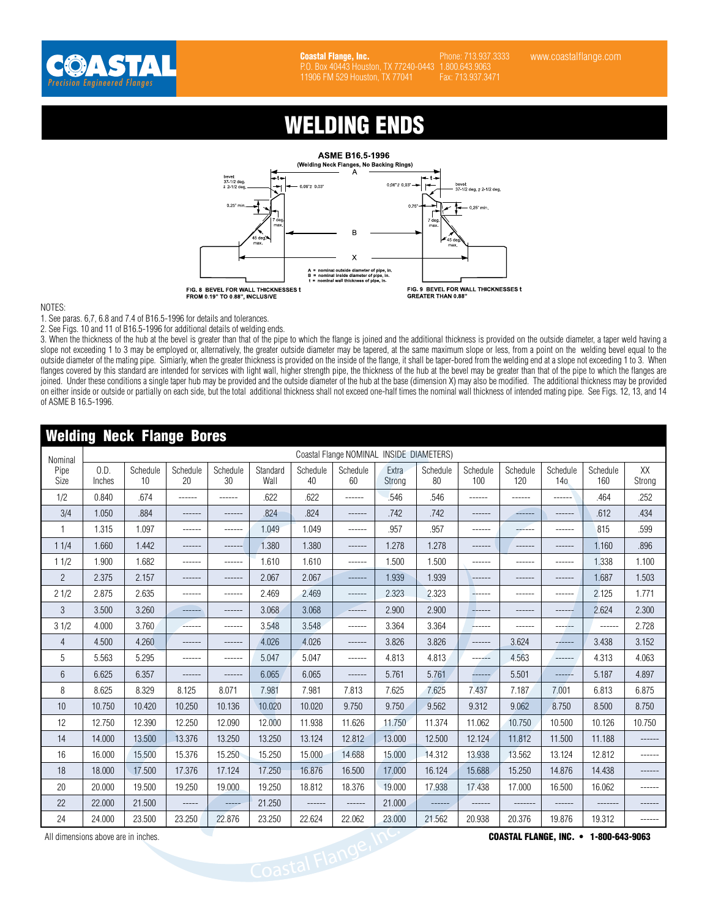# WELDING ENDS

**ASME B16.5-1996**
(Welding Neck Flanges, No Backing Rings)

A = nominal outside diameter of pipe, in.
B = nominal inside diameter of pipe, in.
t = nominal wall thickness of pipe, in.

FIG. 8 BEVEL FOR WALL THICKNESSES t FROM 0.19" TO 0.88", INCLUSIVE

FIG. 9 BEVEL FOR WALL THICKNESSES t GREATER THAN 0.88"

NOTES:

1. See paras. 6,7, 6.8 and 7.4 of B16.5-1996 for details and tolerances.
2. See Figs. 10 and 11 of B16.5-1996 for additional details of welding ends.
3. When the thickness of the hub at the bevel is greater than that of the pipe to which the flange is joined and the additional thickness is provided on the outside diameter, a taper weld having a slope not exceeding 1 to 3 may be employed or, alternatively, the greater outside diameter may be tapered, at the same maximum slope or less, from a point on the welding bevel equal to the outside diameter of the mating pipe. Simiarly, when the greater thickness is provided on the inside of the flange, it shall be taper-bored from the welding end at a slope not exceeding 1 to 3. When flanges covered by this standard are intended for services with light wall, higher strength pipe, the thickness of the hub at the bevel may be greater than that of the pipe to which the flanges are joined. Under these conditions a single taper hub may be provided and the outside diameter of the hub at the base (dimension X) may also be modified. The additional thickness may be provided on either inside or outside or partially on each side, but the total additional thickness shall not exceed one-half times the nominal wall thickness of intended mating pipe. See Figs. 12, 13, and 14 of ASME B 16.5-1996.

## Welding Neck Flange Bores

| Nominal Pipe Size | Coastal Flange NOMINAL INSIDE DIAMETERS) | | | | | | | | | | | | | |
|---|---|---|---|---|---|---|---|---|---|---|---|---|---|---|
| | O.D. Inches | Schedule 10 | Schedule 20 | Schedule 30 | Standard Wall | Schedule 40 | Schedule 60 | Extra Strong | Schedule 80 | Schedule 100 | Schedule 120 | Schedule 14o | Schedule 160 | XX Strong |
| 1/2 | 0.840 | .674 | ------ | ------ | .622 | .622 | ------ | .546 | .546 | ------ | ------ | ------ | .464 | .252 |
| 3/4 | 1.050 | .884 | ------ | ------ | .824 | .824 | ------ | .742 | .742 | ------ | ------ | ------ | .612 | .434 |
| 1 | 1.315 | 1.097 | ------ | ------ | 1.049 | 1.049 | ------ | .957 | .957 | ------ | ------ | ------ | 815 | .599 |
| 1 1/4 | 1.660 | 1.442 | ------ | ------ | 1.380 | 1.380 | ------ | 1.278 | 1.278 | ------ | ------ | ------ | 1.160 | .896 |
| 1 1/2 | 1.900 | 1.682 | ------ | ------ | 1.610 | 1.610 | ------ | 1.500 | 1.500 | ------ | ------ | ------ | 1.338 | 1.100 |
| 2 | 2.375 | 2.157 | ------ | ------ | 2.067 | 2.067 | ------ | 1.939 | 1.939 | ------ | ------ | ------ | 1.687 | 1.503 |
| 2 1/2 | 2.875 | 2.635 | ------ | ------ | 2.469 | 2.469 | ------ | 2.323 | 2.323 | ------ | ------ | ------ | 2.125 | 1.771 |
| 3 | 3.500 | 3.260 | ------ | ------ | 3.068 | 3.068 | ------ | 2.900 | 2.900 | ------ | ------ | ------ | 2.624 | 2.300 |
| 3 1/2 | 4.000 | 3.760 | ------ | ------ | 3.548 | 3.548 | ------ | 3.364 | 3.364 | ------ | ------ | ------ | ------ | 2.728 |
| 4 | 4.500 | 4.260 | ------ | ------ | 4.026 | 4.026 | ------ | 3.826 | 3.826 | ------ | 3.624 | ------ | 3.438 | 3.152 |
| 5 | 5.563 | 5.295 | ------ | ------ | 5.047 | 5.047 | ------ | 4.813 | 4.813 | ------ | 4.563 | ------ | 4.313 | 4.063 |
| 6 | 6.625 | 6.357 | ------ | ------ | 6.065 | 6.065 | ------ | 5.761 | 5.761 | ------ | 5.501 | ------ | 5.187 | 4.897 |
| 8 | 8.625 | 8.329 | 8.125 | 8.071 | 7.981 | 7.981 | 7.813 | 7.625 | 7.625 | 7.437 | 7.187 | 7.001 | 6.813 | 6.875 |
| 10 | 10.750 | 10.420 | 10.250 | 10.136 | 10.020 | 10.020 | 9.750 | 9.750 | 9.562 | 9.312 | 9.062 | 8.750 | 8.500 | 8.750 |
| 12 | 12.750 | 12.390 | 12.250 | 12.090 | 12.000 | 11.938 | 11.626 | 11.750 | 11.374 | 11.062 | 10.750 | 10.500 | 10.126 | 10.750 |
| 14 | 14.000 | 13.500 | 13.376 | 13.250 | 13.250 | 13.124 | 12.812 | 13.000 | 12.500 | 12.124 | 11.812 | 11.500 | 11.188 | ------ |
| 16 | 16.000 | 15.500 | 15.376 | 15.250 | 15.250 | 15.000 | 14.688 | 15.000 | 14.312 | 13.938 | 13.562 | 13.124 | 12.812 | ------ |
| 18 | 18.000 | 17.500 | 17.376 | 17.124 | 17.250 | 16.876 | 16.500 | 17.000 | 16.124 | 15.688 | 15.250 | 14.876 | 14.438 | ------ |
| 20 | 20.000 | 19.500 | 19.250 | 19.000 | 19.250 | 18.812 | 18.376 | 19.000 | 17.938 | 17.438 | 17.000 | 16.500 | 16.062 | ------ |
| 22 | 22.000 | 21.500 | ----- | ----- | 21.250 | ------ | ------ | 21.000 | ------ | ------ | ------- | ------ | ------- | ------ |
| 24 | 24.000 | 23.500 | 23.250 | 22.876 | 23.250 | 22.624 | 22.062 | 23.000 | 21.562 | 20.938 | 20.376 | 19.876 | 19.312 | ------ |

All dimensions above are in inches.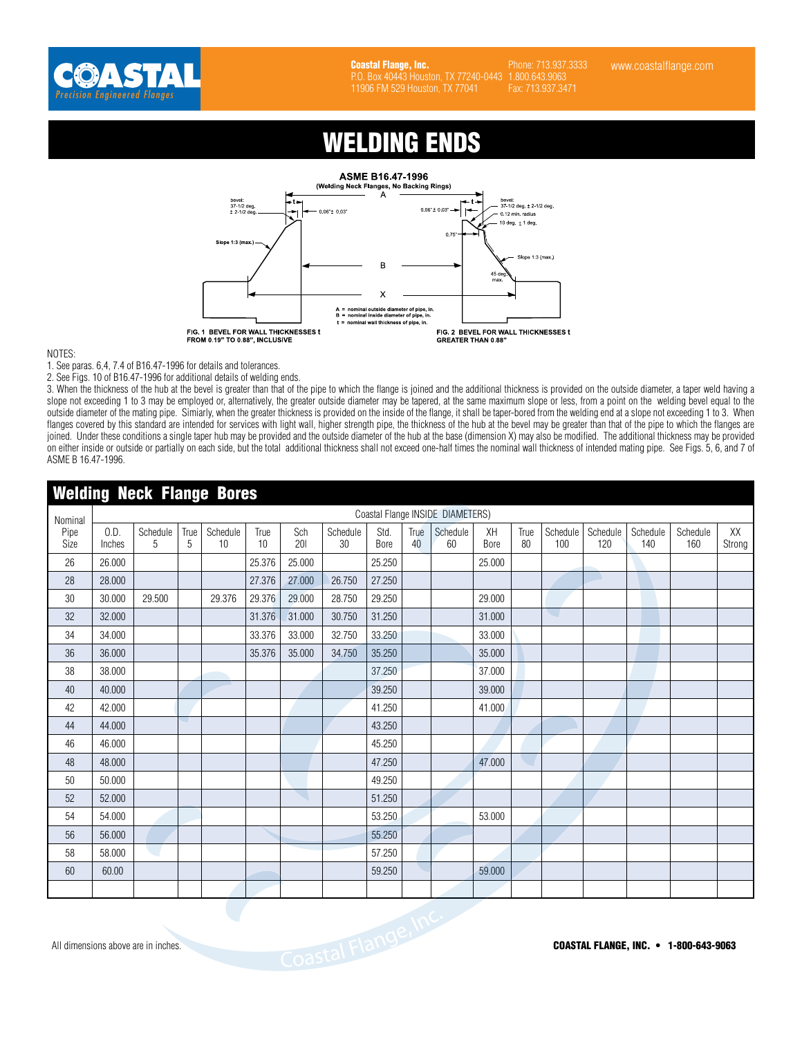# WELDING ENDS

ASME B16.47-1996
(Welding Neck Flanges, No Backing Rings)

bevel: 37-1/2 deg. ± 2-1/2 deg.
Slope 1:3 (max.)
0.06"± 0.03"
A
B
X
bevel: 37-1/2 deg. ± 2-1/2 deg.
0.12 min. radius
10 deg. ± 1 deg.
0.75"
Slope 1:3 (max.)
45 deg. max.
A = nominal outside diameter of pipe, in.
B = nominal inside diameter of pipe, in.
t = nominal wall thickness of pipe, in.

FIG. 1 BEVEL FOR WALL THICKNESSES t FROM 0.19" TO 0.88", INCLUSIVE

FIG. 2 BEVEL FOR WALL THICKNESSES t GREATER THAN 0.88"

NOTES:

1. See paras. 6,4, 7.4 of B16.47-1996 for details and tolerances.
2. See Figs. 10 of B16.47-1996 for additional details of welding ends.
3. When the thickness of the hub at the bevel is greater than that of the pipe to which the flange is joined and the additional thickness is provided on the outside diameter, a taper weld having a slope not exceeding 1 to 3 may be employed or, alternatively, the greater outside diameter may be tapered, at the same maximum slope or less, from a point on the welding bevel equal to the outside diameter of the mating pipe. Simiarly, when the greater thickness is provided on the inside of the flange, it shall be taper-bored from the welding end at a slope not exceeding 1 to 3. When flanges covered by this standard are intended for services with light wall, higher strength pipe, the thickness of the hub at the bevel may be greater than that of the pipe to which the flanges are joined. Under these conditions a single taper hub may be provided and the outside diameter of the hub at the base (dimension X) may also be modified. The additional thickness may be provided on either inside or outside or partially on each side, but the total additional thickness shall not exceed one-half times the nominal wall thickness of intended mating pipe. See Figs. 5, 6, and 7 of ASME B 16.47-1996.

## Welding Neck Flange Bores

| Nominal Pipe Size | Coastal Flange INSIDE DIAMETERS) | | | | | | | | | | | | | | | | |
|---|---|---|---|---|---|---|---|---|---|---|---|---|---|---|---|---|---|
| | O.D. Inches | Schedule 5 | True 5 | Schedule 10 | True 10 | Sch 20l | Schedule 30 | Std. Bore | True 40 | Schedule 60 | XH Bore | True 80 | Schedule 100 | Schedule 120 | Schedule 140 | Schedule 160 | XX Strong |
| 26 | 26.000 | | | | 25.376 | 25.000 | | 25.250 | | | 25.000 | | | | | | |
| 28 | 28.000 | | | | 27.376 | 27.000 | 26.750 | 27.250 | | | | | | | | | |
| 30 | 30.000 | 29.500 | | 29.376 | 29.376 | 29.000 | 28.750 | 29.250 | | | 29.000 | | | | | | |
| 32 | 32.000 | | | | 31.376 | 31.000 | 30.750 | 31.250 | | | 31.000 | | | | | | |
| 34 | 34.000 | | | | 33.376 | 33.000 | 32.750 | 33.250 | | | 33.000 | | | | | | |
| 36 | 36.000 | | | | 35.376 | 35.000 | 34.750 | 35.250 | | | 35.000 | | | | | | |
| 38 | 38.000 | | | | | | | 37.250 | | | 37.000 | | | | | | |
| 40 | 40.000 | | | | | | | 39.250 | | | 39.000 | | | | | | |
| 42 | 42.000 | | | | | | | 41.250 | | | 41.000 | | | | | | |
| 44 | 44.000 | | | | | | | 43.250 | | | | | | | | | |
| 46 | 46.000 | | | | | | | 45.250 | | | | | | | | | |
| 48 | 48.000 | | | | | | | 47.250 | | | 47.000 | | | | | | |
| 50 | 50.000 | | | | | | | 49.250 | | | | | | | | | |
| 52 | 52.000 | | | | | | | 51.250 | | | | | | | | | |
| 54 | 54.000 | | | | | | | 53.250 | | | 53.000 | | | | | | |
| 56 | 56.000 | | | | | | | 55.250 | | | | | | | | | |
| 58 | 58.000 | | | | | | | 57.250 | | | | | | | | | |
| 60 | 60.00 | | | | | | | 59.250 | | | 59.000 | | | | | | |
| | | | | | | | | | | | | | | | | | |

All dimensions above are in inches.